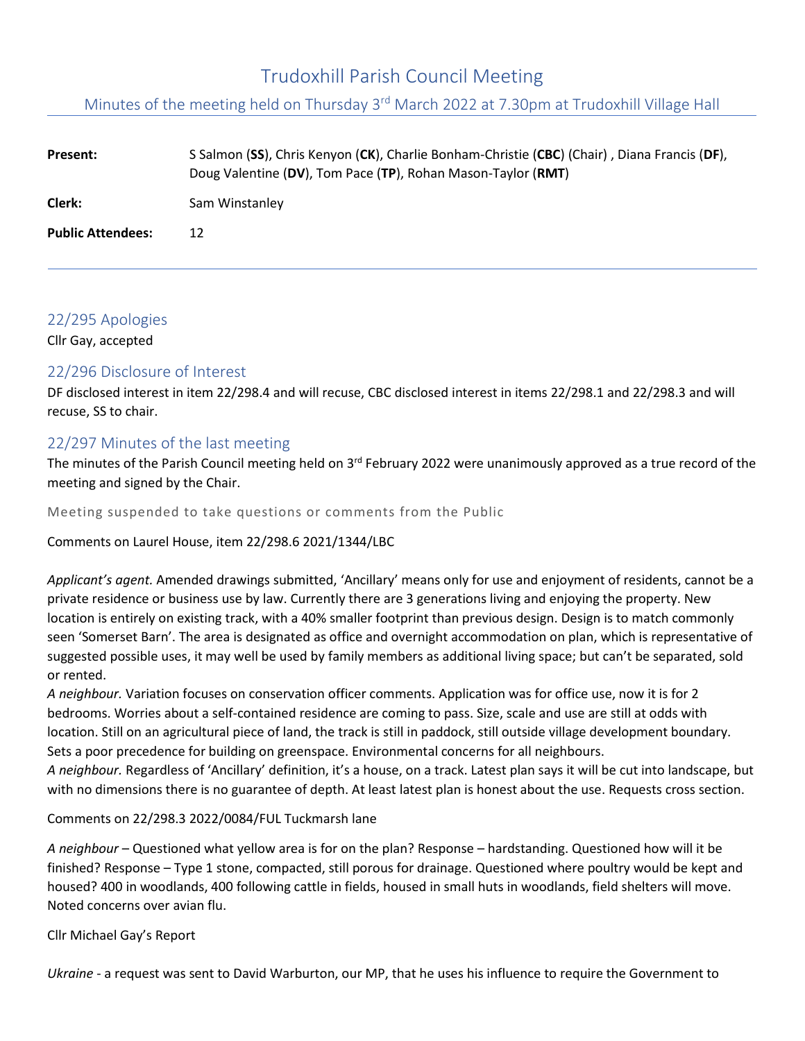# Trudoxhill Parish Council Meeting

## Minutes of the meeting held on Thursday 3rd March 2022 at 7.30pm at Trudoxhill Village Hall

| | |
|---|---|
| **Present:** | S Salmon (**SS**), Chris Kenyon (**CK**), Charlie Bonham-Christie (**CBC**) (Chair) , Diana Francis (**DF**), Doug Valentine (**DV**), Tom Pace (**TP**), Rohan Mason-Taylor (**RMT**) |
| **Clerk:** | Sam Winstanley |
| **Public Attendees:** | 12 |

## 22/295 Apologies

Cllr Gay, accepted

## 22/296 Disclosure of Interest

DF disclosed interest in item 22/298.4 and will recuse, CBC disclosed interest in items 22/298.1 and 22/298.3 and will recuse, SS to chair.

## 22/297 Minutes of the last meeting

The minutes of the Parish Council meeting held on 3rd February 2022 were unanimously approved as a true record of the meeting and signed by the Chair.

Meeting suspended to take questions or comments from the Public

Comments on Laurel House, item 22/298.6 2021/1344/LBC

*Applicant's agent.* Amended drawings submitted, 'Ancillary' means only for use and enjoyment of residents, cannot be a private residence or business use by law. Currently there are 3 generations living and enjoying the property. New location is entirely on existing track, with a 40% smaller footprint than previous design. Design is to match commonly seen 'Somerset Barn'. The area is designated as office and overnight accommodation on plan, which is representative of suggested possible uses, it may well be used by family members as additional living space; but can't be separated, sold or rented.

*A neighbour.* Variation focuses on conservation officer comments. Application was for office use, now it is for 2 bedrooms. Worries about a self-contained residence are coming to pass. Size, scale and use are still at odds with location. Still on an agricultural piece of land, the track is still in paddock, still outside village development boundary. Sets a poor precedence for building on greenspace. Environmental concerns for all neighbours.

*A neighbour.* Regardless of 'Ancillary' definition, it's a house, on a track. Latest plan says it will be cut into landscape, but with no dimensions there is no guarantee of depth. At least latest plan is honest about the use. Requests cross section.

Comments on 22/298.3 2022/0084/FUL Tuckmarsh lane

*A neighbour* – Questioned what yellow area is for on the plan? Response – hardstanding. Questioned how will it be finished? Response – Type 1 stone, compacted, still porous for drainage. Questioned where poultry would be kept and housed? 400 in woodlands, 400 following cattle in fields, housed in small huts in woodlands, field shelters will move. Noted concerns over avian flu.

Cllr Michael Gay's Report

*Ukraine* - a request was sent to David Warburton, our MP, that he uses his influence to require the Government to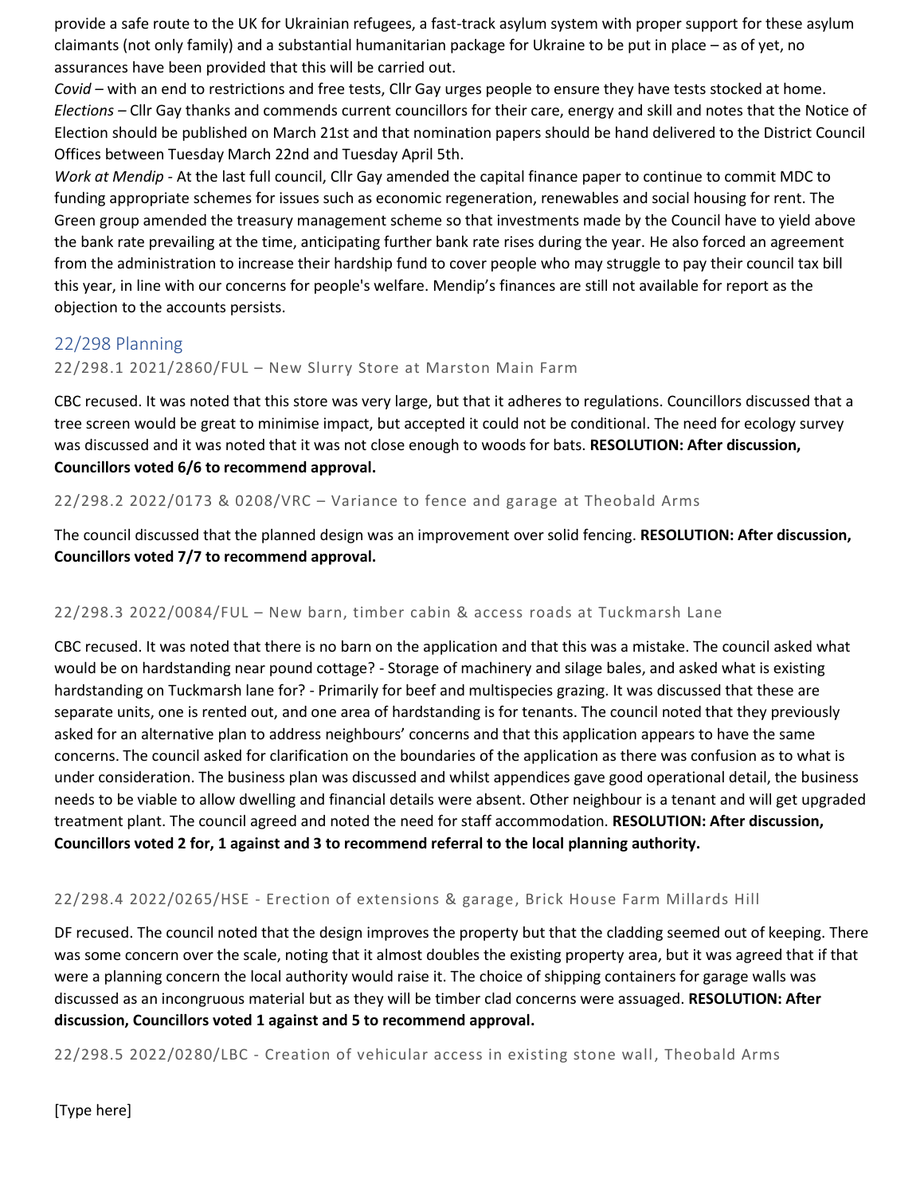provide a safe route to the UK for Ukrainian refugees, a fast-track asylum system with proper support for these asylum claimants (not only family) and a substantial humanitarian package for Ukraine to be put in place – as of yet, no assurances have been provided that this will be carried out.

*Covid* – with an end to restrictions and free tests, Cllr Gay urges people to ensure they have tests stocked at home.

*Elections* – Cllr Gay thanks and commends current councillors for their care, energy and skill and notes that the Notice of Election should be published on March 21st and that nomination papers should be hand delivered to the District Council Offices between Tuesday March 22nd and Tuesday April 5th.

*Work at Mendip* - At the last full council, Cllr Gay amended the capital finance paper to continue to commit MDC to funding appropriate schemes for issues such as economic regeneration, renewables and social housing for rent. The Green group amended the treasury management scheme so that investments made by the Council have to yield above the bank rate prevailing at the time, anticipating further bank rate rises during the year. He also forced an agreement from the administration to increase their hardship fund to cover people who may struggle to pay their council tax bill this year, in line with our concerns for people's welfare. Mendip's finances are still not available for report as the objection to the accounts persists.

## 22/298 Planning

### 22/298.1 2021/2860/FUL – New Slurry Store at Marston Main Farm

CBC recused. It was noted that this store was very large, but that it adheres to regulations. Councillors discussed that a tree screen would be great to minimise impact, but accepted it could not be conditional. The need for ecology survey was discussed and it was noted that it was not close enough to woods for bats. **RESOLUTION: After discussion, Councillors voted 6/6 to recommend approval.**

### 22/298.2 2022/0173 & 0208/VRC – Variance to fence and garage at Theobald Arms

The council discussed that the planned design was an improvement over solid fencing. **RESOLUTION: After discussion, Councillors voted 7/7 to recommend approval.**

### 22/298.3 2022/0084/FUL – New barn, timber cabin & access roads at Tuckmarsh Lane

CBC recused. It was noted that there is no barn on the application and that this was a mistake. The council asked what would be on hardstanding near pound cottage? - Storage of machinery and silage bales, and asked what is existing hardstanding on Tuckmarsh lane for? - Primarily for beef and multispecies grazing. It was discussed that these are separate units, one is rented out, and one area of hardstanding is for tenants. The council noted that they previously asked for an alternative plan to address neighbours' concerns and that this application appears to have the same concerns. The council asked for clarification on the boundaries of the application as there was confusion as to what is under consideration. The business plan was discussed and whilst appendices gave good operational detail, the business needs to be viable to allow dwelling and financial details were absent. Other neighbour is a tenant and will get upgraded treatment plant. The council agreed and noted the need for staff accommodation. **RESOLUTION: After discussion, Councillors voted 2 for, 1 against and 3 to recommend referral to the local planning authority.**

### 22/298.4 2022/0265/HSE - Erection of extensions & garage, Brick House Farm Millards Hill

DF recused. The council noted that the design improves the property but that the cladding seemed out of keeping. There was some concern over the scale, noting that it almost doubles the existing property area, but it was agreed that if that were a planning concern the local authority would raise it. The choice of shipping containers for garage walls was discussed as an incongruous material but as they will be timber clad concerns were assuaged. **RESOLUTION: After discussion, Councillors voted 1 against and 5 to recommend approval.**

### 22/298.5 2022/0280/LBC - Creation of vehicular access in existing stone wall, Theobald Arms

[Type here]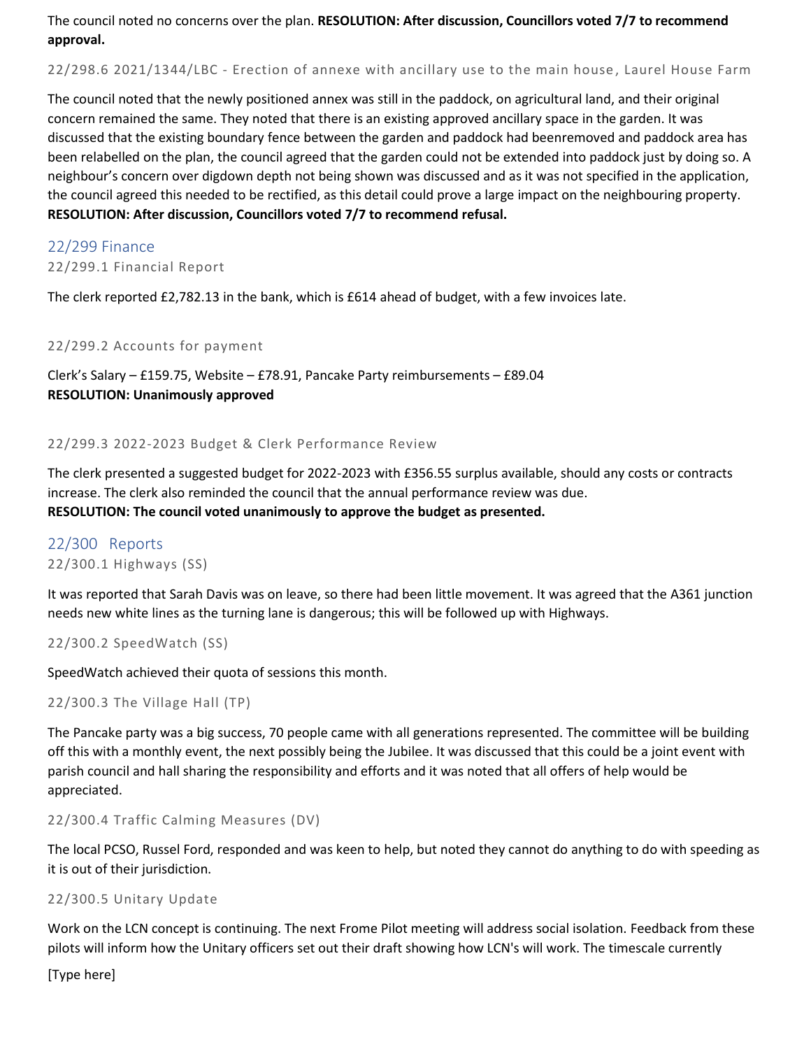The council noted no concerns over the plan. **RESOLUTION: After discussion, Councillors voted 7/7 to recommend approval.**

#### 22/298.6 2021/1344/LBC - Erection of annexe with ancillary use to the main house, Laurel House Farm

The council noted that the newly positioned annex was still in the paddock, on agricultural land, and their original concern remained the same. They noted that there is an existing approved ancillary space in the garden. It was discussed that the existing boundary fence between the garden and paddock had beenremoved and paddock area has been relabelled on the plan, the council agreed that the garden could not be extended into paddock just by doing so. A neighbour's concern over digdown depth not being shown was discussed and as it was not specified in the application, the council agreed this needed to be rectified, as this detail could prove a large impact on the neighbouring property. **RESOLUTION: After discussion, Councillors voted 7/7 to recommend refusal.**

## 22/299 Finance

#### 22/299.1 Financial Report

The clerk reported £2,782.13 in the bank, which is £614 ahead of budget, with a few invoices late.

#### 22/299.2 Accounts for payment

Clerk's Salary – £159.75, Website – £78.91, Pancake Party reimbursements – £89.04
**RESOLUTION: Unanimously approved**

#### 22/299.3 2022-2023 Budget & Clerk Performance Review

The clerk presented a suggested budget for 2022-2023 with £356.55 surplus available, should any costs or contracts increase. The clerk also reminded the council that the annual performance review was due.
**RESOLUTION: The council voted unanimously to approve the budget as presented.**

## 22/300 Reports

#### 22/300.1 Highways (SS)

It was reported that Sarah Davis was on leave, so there had been little movement. It was agreed that the A361 junction needs new white lines as the turning lane is dangerous; this will be followed up with Highways.

#### 22/300.2 SpeedWatch (SS)

SpeedWatch achieved their quota of sessions this month.

#### 22/300.3 The Village Hall (TP)

The Pancake party was a big success, 70 people came with all generations represented. The committee will be building off this with a monthly event, the next possibly being the Jubilee. It was discussed that this could be a joint event with parish council and hall sharing the responsibility and efforts and it was noted that all offers of help would be appreciated.

#### 22/300.4 Traffic Calming Measures (DV)

The local PCSO, Russel Ford, responded and was keen to help, but noted they cannot do anything to do with speeding as it is out of their jurisdiction.

#### 22/300.5 Unitary Update

Work on the LCN concept is continuing. The next Frome Pilot meeting will address social isolation. Feedback from these pilots will inform how the Unitary officers set out their draft showing how LCN's will work. The timescale currently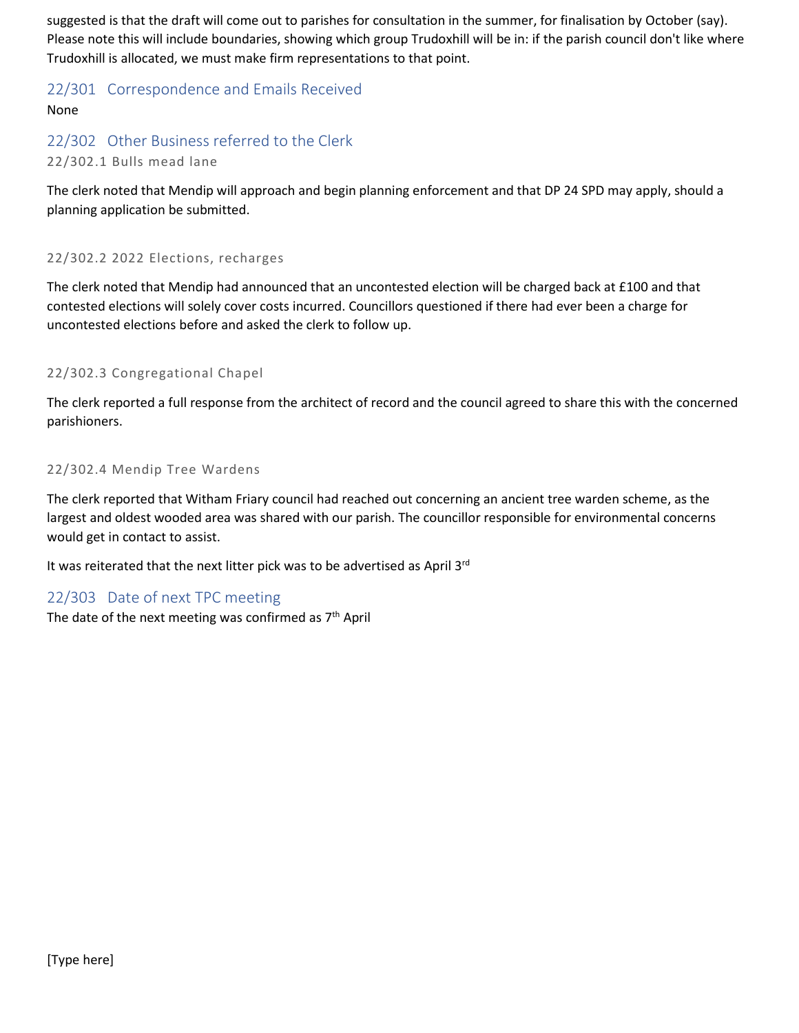suggested is that the draft will come out to parishes for consultation in the summer, for finalisation by October (say). Please note this will include boundaries, showing which group Trudoxhill will be in: if the parish council don't like where Trudoxhill is allocated, we must make firm representations to that point.

## 22/301 Correspondence and Emails Received

None

## 22/302 Other Business referred to the Clerk

### 22/302.1 Bulls mead lane

The clerk noted that Mendip will approach and begin planning enforcement and that DP 24 SPD may apply, should a planning application be submitted.

### 22/302.2 2022 Elections, recharges

The clerk noted that Mendip had announced that an uncontested election will be charged back at £100 and that contested elections will solely cover costs incurred. Councillors questioned if there had ever been a charge for uncontested elections before and asked the clerk to follow up.

### 22/302.3 Congregational Chapel

The clerk reported a full response from the architect of record and the council agreed to share this with the concerned parishioners.

### 22/302.4 Mendip Tree Wardens

The clerk reported that Witham Friary council had reached out concerning an ancient tree warden scheme, as the largest and oldest wooded area was shared with our parish. The councillor responsible for environmental concerns would get in contact to assist.

It was reiterated that the next litter pick was to be advertised as April 3rd

## 22/303 Date of next TPC meeting

The date of the next meeting was confirmed as 7th April

[Type here]